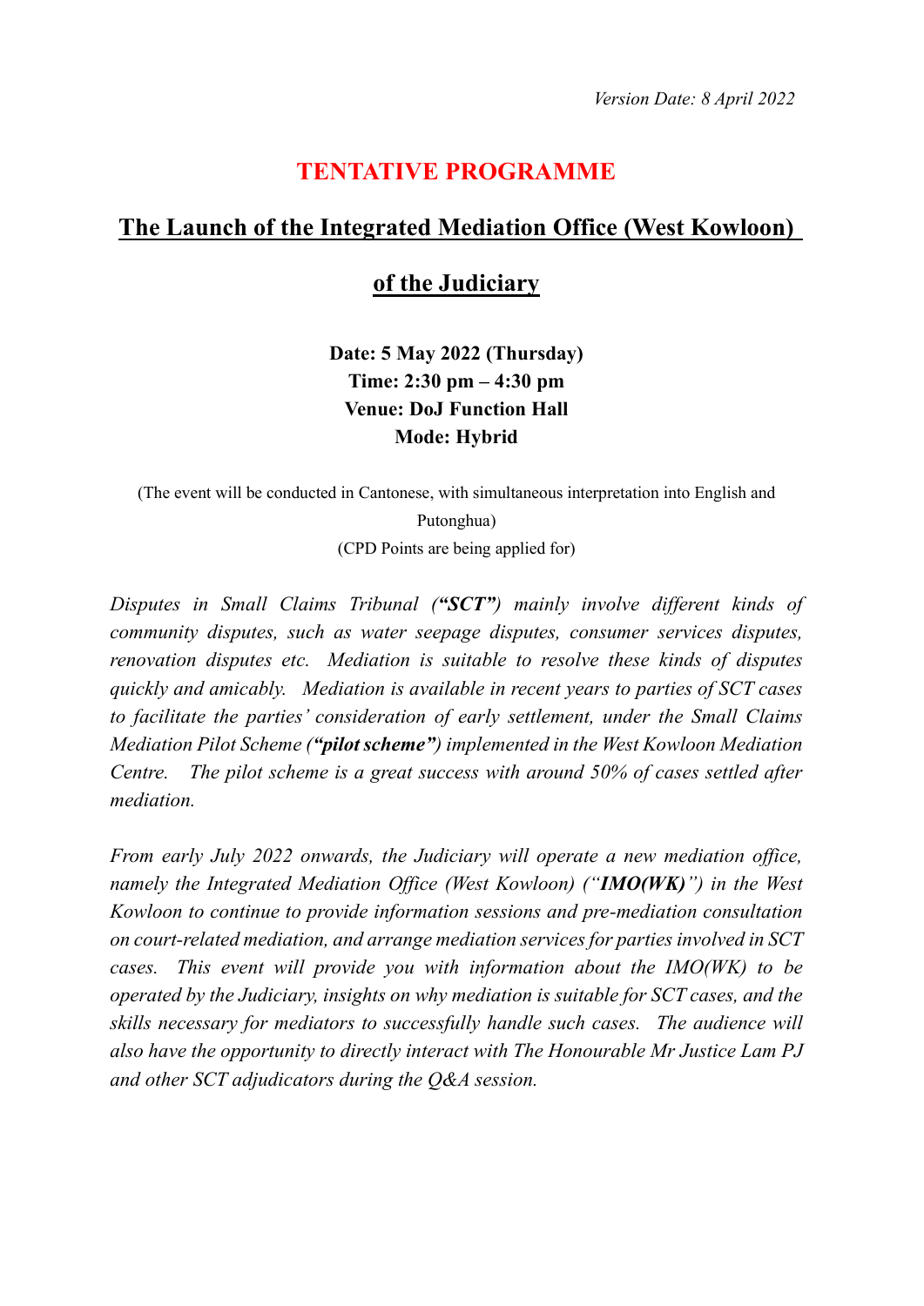*Version Date: 8 April 2022*

# TENTATIVE PROGRAMME

## The Launch of the Integrated Mediation Office (West Kowloon) of the Judiciary

**Date: 5 May 2022 (Thursday)**
**Time: 2:30 pm – 4:30 pm**
**Venue: DoJ Function Hall**
**Mode: Hybrid**

(The event will be conducted in Cantonese, with simultaneous interpretation into English and Putonghua)
(CPD Points are being applied for)

*Disputes in Small Claims Tribunal (**"SCT"**) mainly involve different kinds of community disputes, such as water seepage disputes, consumer services disputes, renovation disputes etc. Mediation is suitable to resolve these kinds of disputes quickly and amicably. Mediation is available in recent years to parties of SCT cases to facilitate the parties' consideration of early settlement, under the Small Claims Mediation Pilot Scheme (**"pilot scheme"**) implemented in the West Kowloon Mediation Centre. The pilot scheme is a great success with around 50% of cases settled after mediation.*

*From early July 2022 onwards, the Judiciary will operate a new mediation office, namely the Integrated Mediation Office (West Kowloon) ("**IMO(WK)**") in the West Kowloon to continue to provide information sessions and pre-mediation consultation on court-related mediation, and arrange mediation services for parties involved in SCT cases. This event will provide you with information about the IMO(WK) to be operated by the Judiciary, insights on why mediation is suitable for SCT cases, and the skills necessary for mediators to successfully handle such cases. The audience will also have the opportunity to directly interact with The Honourable Mr Justice Lam PJ and other SCT adjudicators during the Q&A session.*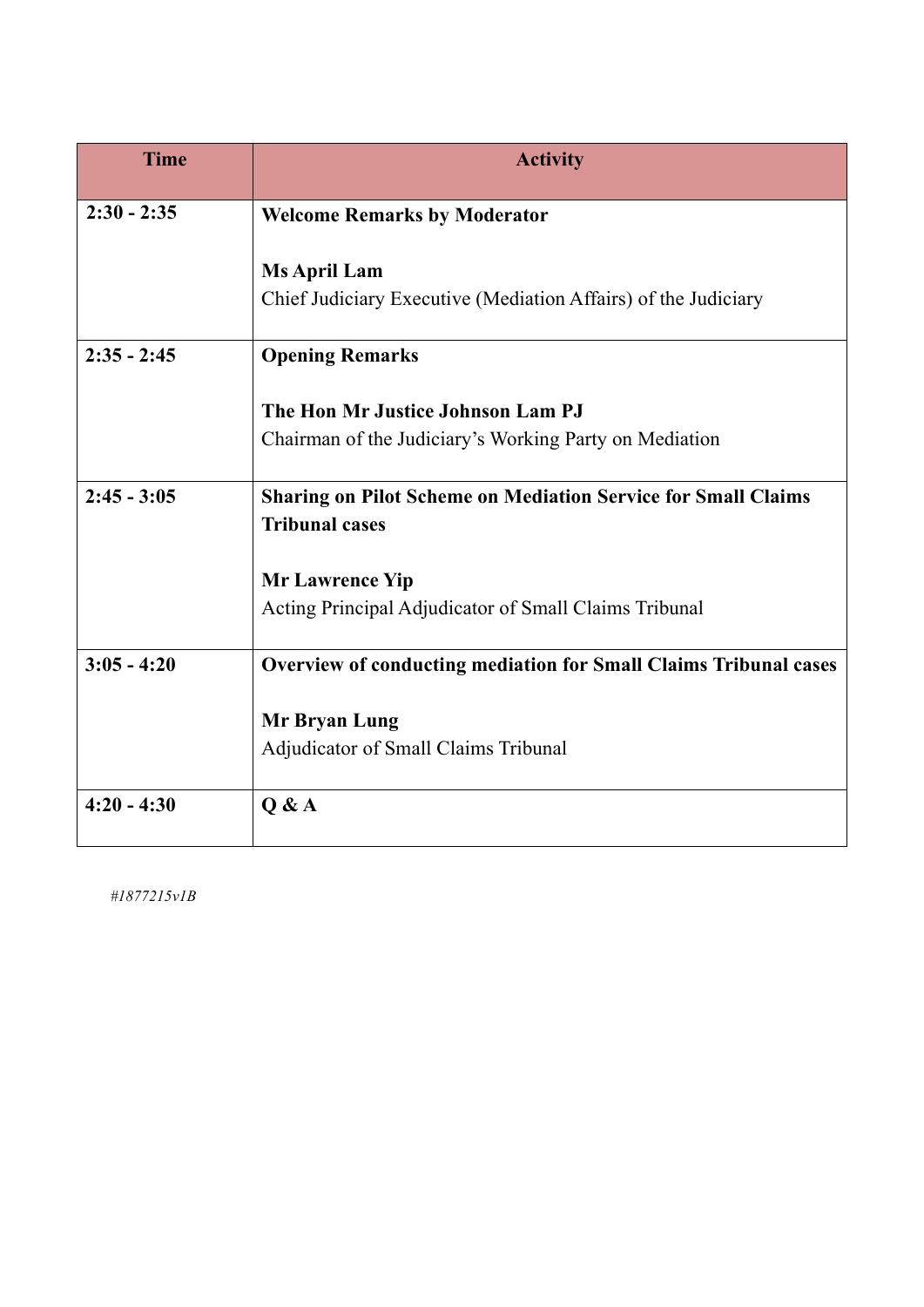| Time | Activity |
|---|---|
| **2:30 - 2:35** | **Welcome Remarks by Moderator**<br><br>**Ms April Lam**<br>Chief Judiciary Executive (Mediation Affairs) of the Judiciary |
| **2:35 - 2:45** | **Opening Remarks**<br><br>**The Hon Mr Justice Johnson Lam PJ**<br>Chairman of the Judiciary's Working Party on Mediation |
| **2:45 - 3:05** | **Sharing on Pilot Scheme on Mediation Service for Small Claims Tribunal cases**<br><br>**Mr Lawrence Yip**<br>Acting Principal Adjudicator of Small Claims Tribunal |
| **3:05 - 4:20** | **Overview of conducting mediation for Small Claims Tribunal cases**<br><br>**Mr Bryan Lung**<br>Adjudicator of Small Claims Tribunal |
| **4:20 - 4:30** | **Q & A** |

*#1877215v1B*